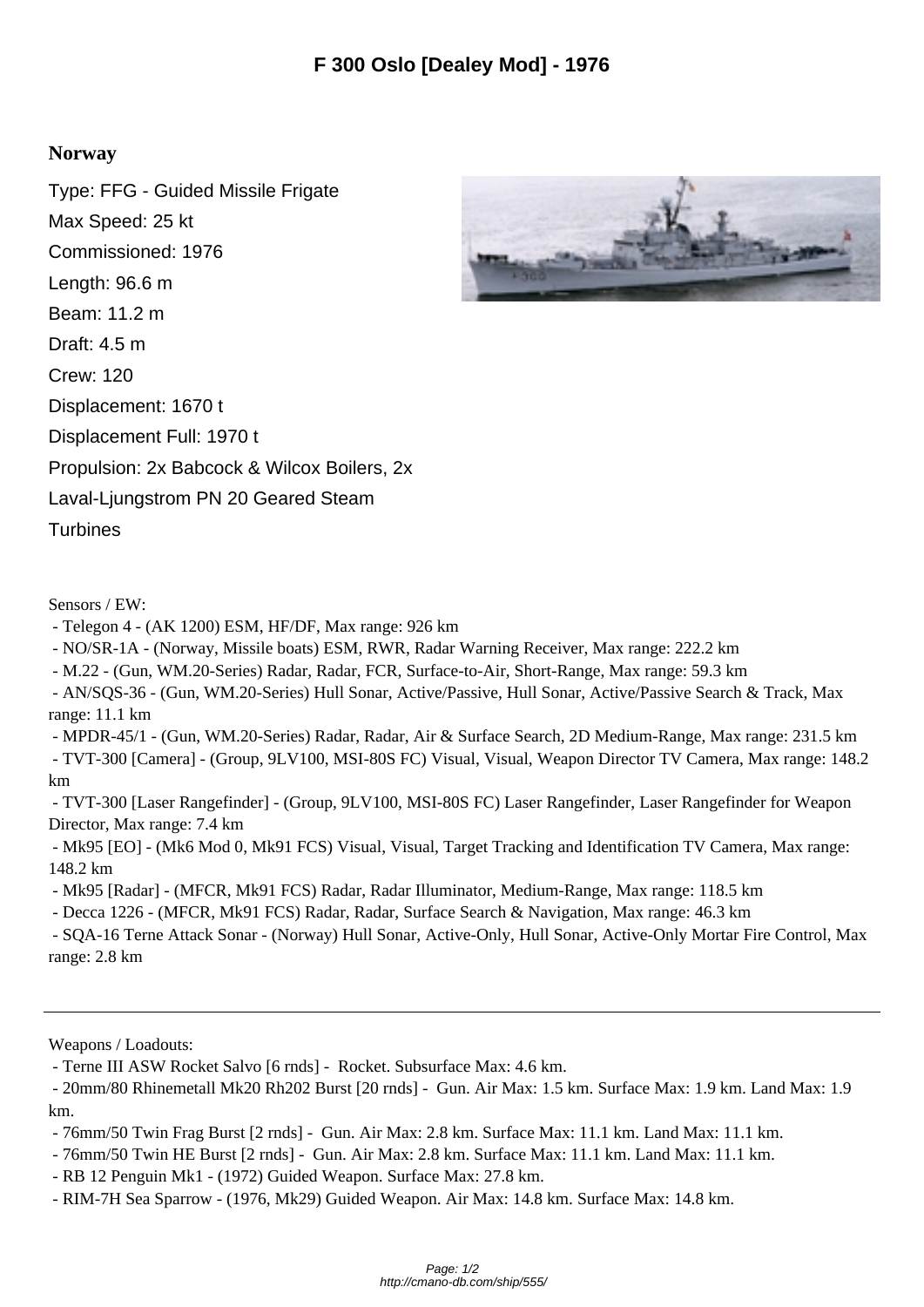# F 300 Oslo [Dealey Mod] - 1976

## Norway

Type: FFG - Guided Missile Frigate

Max Speed: 25 kt

Commissioned: 1976

Length: 96.6 m

Beam: 11.2 m

Draft: 4.5 m

Crew: 120

Displacement: 1670 t

Displacement Full: 1970 t

Propulsion: 2x Babcock & Wilcox Boilers, 2x Laval-Ljungstrom PN 20 Geared Steam Turbines

Sensors / EW:

- Telegon 4 - (AK 1200) ESM, HF/DF, Max range: 926 km
- NO/SR-1A - (Norway, Missile boats) ESM, RWR, Radar Warning Receiver, Max range: 222.2 km
- M.22 - (Gun, WM.20-Series) Radar, Radar, FCR, Surface-to-Air, Short-Range, Max range: 59.3 km
- AN/SQS-36 - (Gun, WM.20-Series) Hull Sonar, Active/Passive, Hull Sonar, Active/Passive Search & Track, Max range: 11.1 km
- MPDR-45/1 - (Gun, WM.20-Series) Radar, Radar, Air & Surface Search, 2D Medium-Range, Max range: 231.5 km
- TVT-300 [Camera] - (Group, 9LV100, MSI-80S FC) Visual, Visual, Weapon Director TV Camera, Max range: 148.2 km
- TVT-300 [Laser Rangefinder] - (Group, 9LV100, MSI-80S FC) Laser Rangefinder, Laser Rangefinder for Weapon Director, Max range: 7.4 km
- Mk95 [EO] - (Mk6 Mod 0, Mk91 FCS) Visual, Visual, Target Tracking and Identification TV Camera, Max range: 148.2 km
- Mk95 [Radar] - (MFCR, Mk91 FCS) Radar, Radar Illuminator, Medium-Range, Max range: 118.5 km
- Decca 1226 - (MFCR, Mk91 FCS) Radar, Radar, Surface Search & Navigation, Max range: 46.3 km
- SQA-16 Terne Attack Sonar - (Norway) Hull Sonar, Active-Only, Hull Sonar, Active-Only Mortar Fire Control, Max range: 2.8 km

---

Weapons / Loadouts:

- Terne III ASW Rocket Salvo [6 rnds] - Rocket. Subsurface Max: 4.6 km.
- 20mm/80 Rhinemetall Mk20 Rh202 Burst [20 rnds] - Gun. Air Max: 1.5 km. Surface Max: 1.9 km. Land Max: 1.9 km.
- 76mm/50 Twin Frag Burst [2 rnds] - Gun. Air Max: 2.8 km. Surface Max: 11.1 km. Land Max: 11.1 km.
- 76mm/50 Twin HE Burst [2 rnds] - Gun. Air Max: 2.8 km. Surface Max: 11.1 km. Land Max: 11.1 km.
- RB 12 Penguin Mk1 - (1972) Guided Weapon. Surface Max: 27.8 km.
- RIM-7H Sea Sparrow - (1976, Mk29) Guided Weapon. Air Max: 14.8 km. Surface Max: 14.8 km.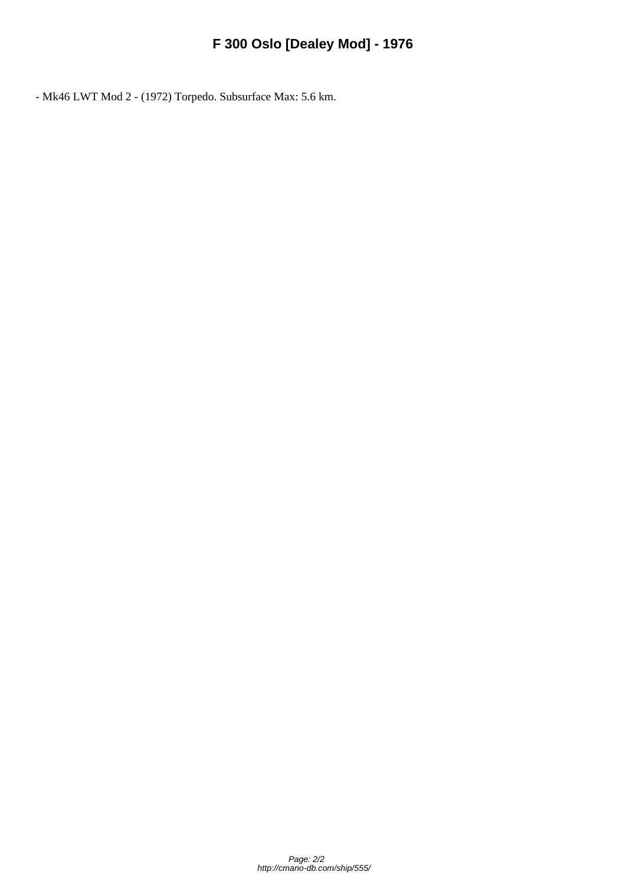- Mk46 LWT Mod 2 - (1972) Torpedo. Subsurface Max: 5.6 km.